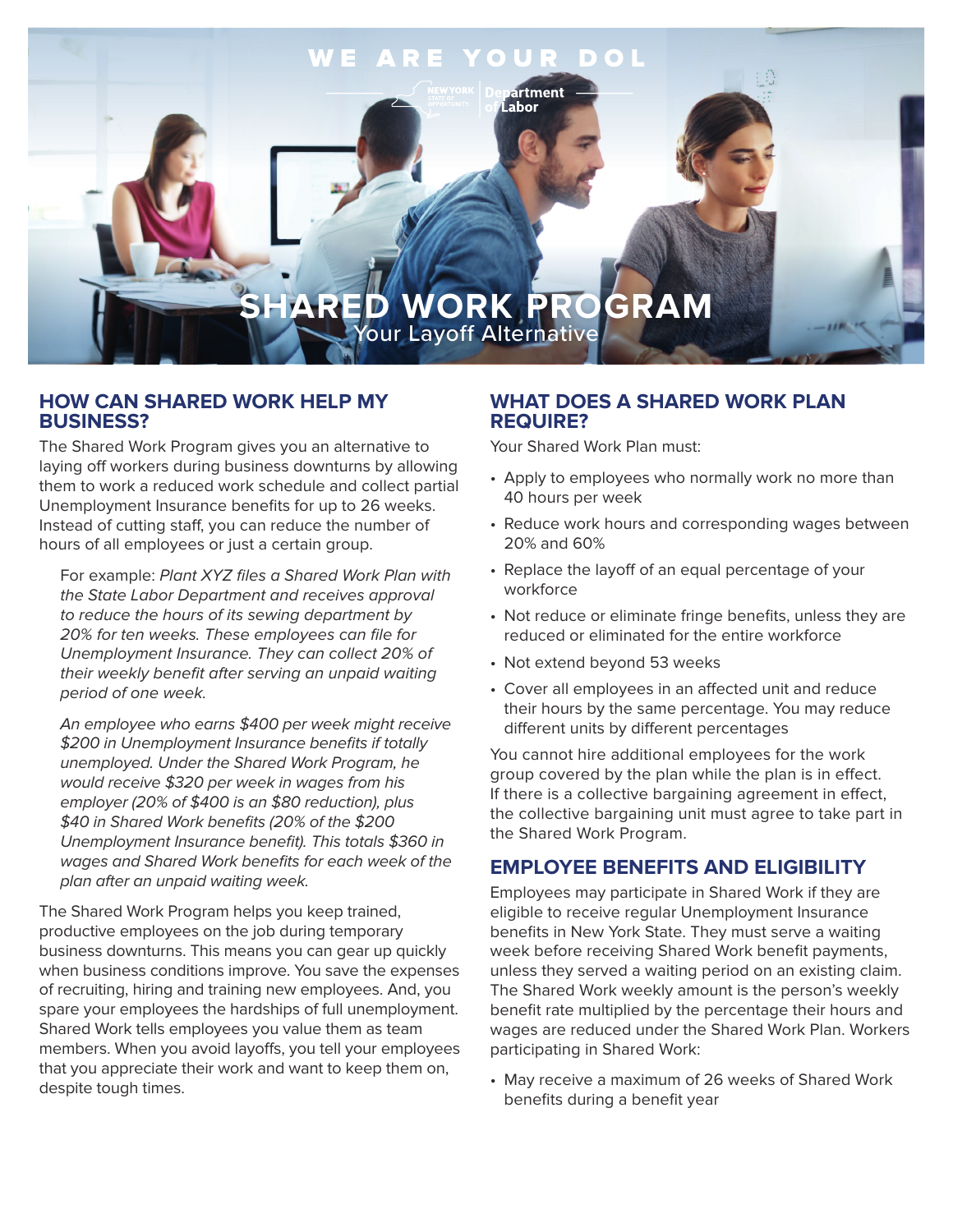WE ARE YOUR DOL

# SHARED WORK PROGRAM

Your Layoff Alternative

## HOW CAN SHARED WORK HELP MY BUSINESS?

The Shared Work Program gives you an alternative to laying off workers during business downturns by allowing them to work a reduced work schedule and collect partial Unemployment Insurance benefits for up to 26 weeks. Instead of cutting staff, you can reduce the number of hours of all employees or just a certain group.

> For example: *Plant XYZ files a Shared Work Plan with the State Labor Department and receives approval to reduce the hours of its sewing department by 20% for ten weeks. These employees can file for Unemployment Insurance. They can collect 20% of their weekly benefit after serving an unpaid waiting period of one week.*
>
> *An employee who earns $400 per week might receive $200 in Unemployment Insurance benefits if totally unemployed. Under the Shared Work Program, he would receive $320 per week in wages from his employer (20% of $400 is an $80 reduction), plus $40 in Shared Work benefits (20% of the $200 Unemployment Insurance benefit). This totals $360 in wages and Shared Work benefits for each week of the plan after an unpaid waiting week.*

The Shared Work Program helps you keep trained, productive employees on the job during temporary business downturns. This means you can gear up quickly when business conditions improve. You save the expenses of recruiting, hiring and training new employees. And, you spare your employees the hardships of full unemployment. Shared Work tells employees you value them as team members. When you avoid layoffs, you tell your employees that you appreciate their work and want to keep them on, despite tough times.

## WHAT DOES A SHARED WORK PLAN REQUIRE?

Your Shared Work Plan must:

- Apply to employees who normally work no more than 40 hours per week
- Reduce work hours and corresponding wages between 20% and 60%
- Replace the layoff of an equal percentage of your workforce
- Not reduce or eliminate fringe benefits, unless they are reduced or eliminated for the entire workforce
- Not extend beyond 53 weeks
- Cover all employees in an affected unit and reduce their hours by the same percentage. You may reduce different units by different percentages

You cannot hire additional employees for the work group covered by the plan while the plan is in effect. If there is a collective bargaining agreement in effect, the collective bargaining unit must agree to take part in the Shared Work Program.

## EMPLOYEE BENEFITS AND ELIGIBILITY

Employees may participate in Shared Work if they are eligible to receive regular Unemployment Insurance benefits in New York State. They must serve a waiting week before receiving Shared Work benefit payments, unless they served a waiting period on an existing claim. The Shared Work weekly amount is the person's weekly benefit rate multiplied by the percentage their hours and wages are reduced under the Shared Work Plan. Workers participating in Shared Work:

- May receive a maximum of 26 weeks of Shared Work benefits during a benefit year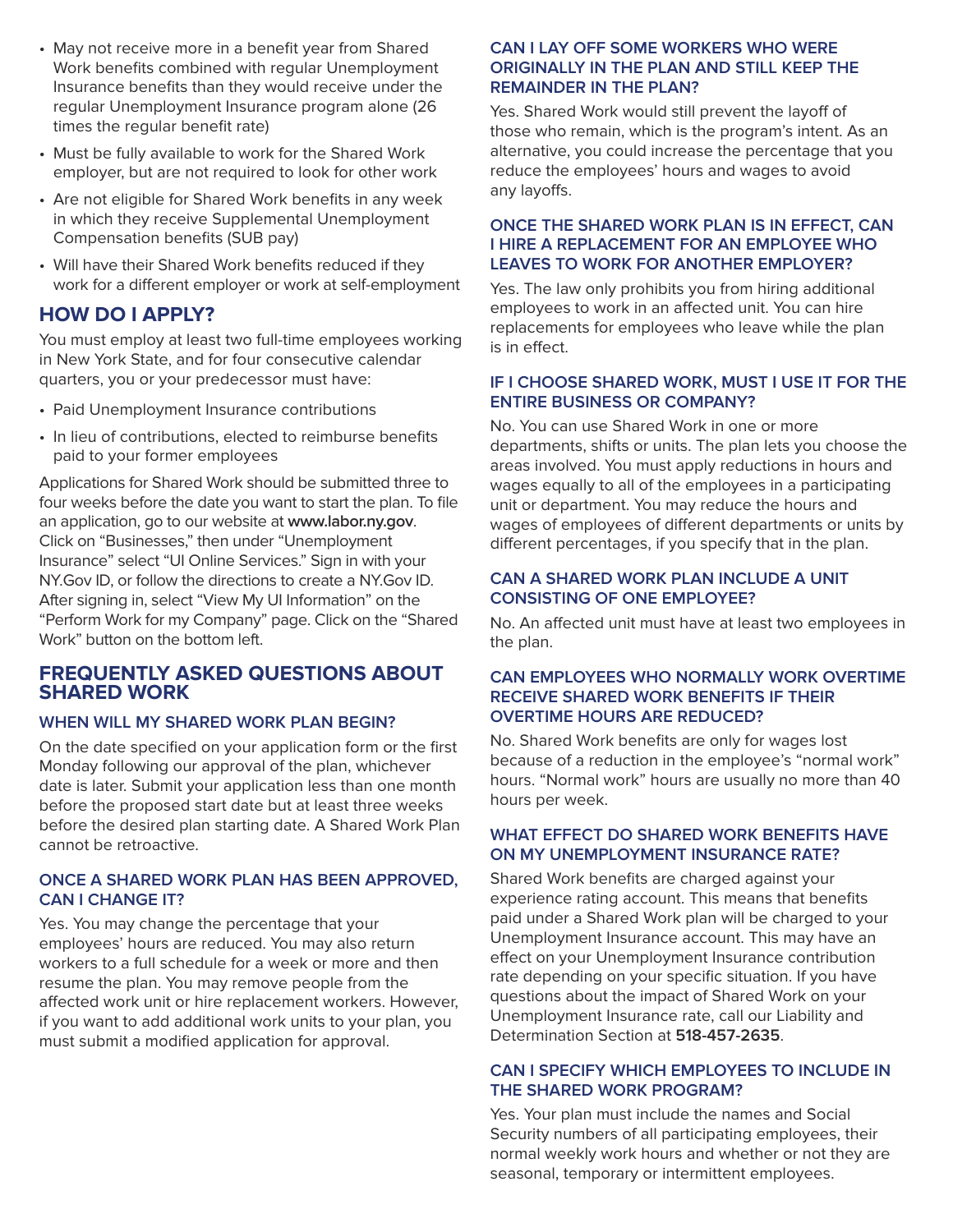- May not receive more in a benefit year from Shared Work benefits combined with regular Unemployment Insurance benefits than they would receive under the regular Unemployment Insurance program alone (26 times the regular benefit rate)
- Must be fully available to work for the Shared Work employer, but are not required to look for other work
- Are not eligible for Shared Work benefits in any week in which they receive Supplemental Unemployment Compensation benefits (SUB pay)
- Will have their Shared Work benefits reduced if they work for a different employer or work at self-employment

## HOW DO I APPLY?

You must employ at least two full-time employees working in New York State, and for four consecutive calendar quarters, you or your predecessor must have:

- Paid Unemployment Insurance contributions
- In lieu of contributions, elected to reimburse benefits paid to your former employees

Applications for Shared Work should be submitted three to four weeks before the date you want to start the plan. To file an application, go to our website at **www.labor.ny.gov**. Click on "Businesses," then under "Unemployment Insurance" select "UI Online Services." Sign in with your NY.Gov ID, or follow the directions to create a NY.Gov ID. After signing in, select "View My UI Information" on the "Perform Work for my Company" page. Click on the "Shared Work" button on the bottom left.

## FREQUENTLY ASKED QUESTIONS ABOUT SHARED WORK

### WHEN WILL MY SHARED WORK PLAN BEGIN?

On the date specified on your application form or the first Monday following our approval of the plan, whichever date is later. Submit your application less than one month before the proposed start date but at least three weeks before the desired plan starting date. A Shared Work Plan cannot be retroactive.

### ONCE A SHARED WORK PLAN HAS BEEN APPROVED, CAN I CHANGE IT?

Yes. You may change the percentage that your employees' hours are reduced. You may also return workers to a full schedule for a week or more and then resume the plan. You may remove people from the affected work unit or hire replacement workers. However, if you want to add additional work units to your plan, you must submit a modified application for approval.

### CAN I LAY OFF SOME WORKERS WHO WERE ORIGINALLY IN THE PLAN AND STILL KEEP THE REMAINDER IN THE PLAN?

Yes. Shared Work would still prevent the layoff of those who remain, which is the program's intent. As an alternative, you could increase the percentage that you reduce the employees' hours and wages to avoid any layoffs.

### ONCE THE SHARED WORK PLAN IS IN EFFECT, CAN I HIRE A REPLACEMENT FOR AN EMPLOYEE WHO LEAVES TO WORK FOR ANOTHER EMPLOYER?

Yes. The law only prohibits you from hiring additional employees to work in an affected unit. You can hire replacements for employees who leave while the plan is in effect.

### IF I CHOOSE SHARED WORK, MUST I USE IT FOR THE ENTIRE BUSINESS OR COMPANY?

No. You can use Shared Work in one or more departments, shifts or units. The plan lets you choose the areas involved. You must apply reductions in hours and wages equally to all of the employees in a participating unit or department. You may reduce the hours and wages of employees of different departments or units by different percentages, if you specify that in the plan.

### CAN A SHARED WORK PLAN INCLUDE A UNIT CONSISTING OF ONE EMPLOYEE?

No. An affected unit must have at least two employees in the plan.

### CAN EMPLOYEES WHO NORMALLY WORK OVERTIME RECEIVE SHARED WORK BENEFITS IF THEIR OVERTIME HOURS ARE REDUCED?

No. Shared Work benefits are only for wages lost because of a reduction in the employee's "normal work" hours. "Normal work" hours are usually no more than 40 hours per week.

### WHAT EFFECT DO SHARED WORK BENEFITS HAVE ON MY UNEMPLOYMENT INSURANCE RATE?

Shared Work benefits are charged against your experience rating account. This means that benefits paid under a Shared Work plan will be charged to your Unemployment Insurance account. This may have an effect on your Unemployment Insurance contribution rate depending on your specific situation. If you have questions about the impact of Shared Work on your Unemployment Insurance rate, call our Liability and Determination Section at **518-457-2635**.

### CAN I SPECIFY WHICH EMPLOYEES TO INCLUDE IN THE SHARED WORK PROGRAM?

Yes. Your plan must include the names and Social Security numbers of all participating employees, their normal weekly work hours and whether or not they are seasonal, temporary or intermittent employees.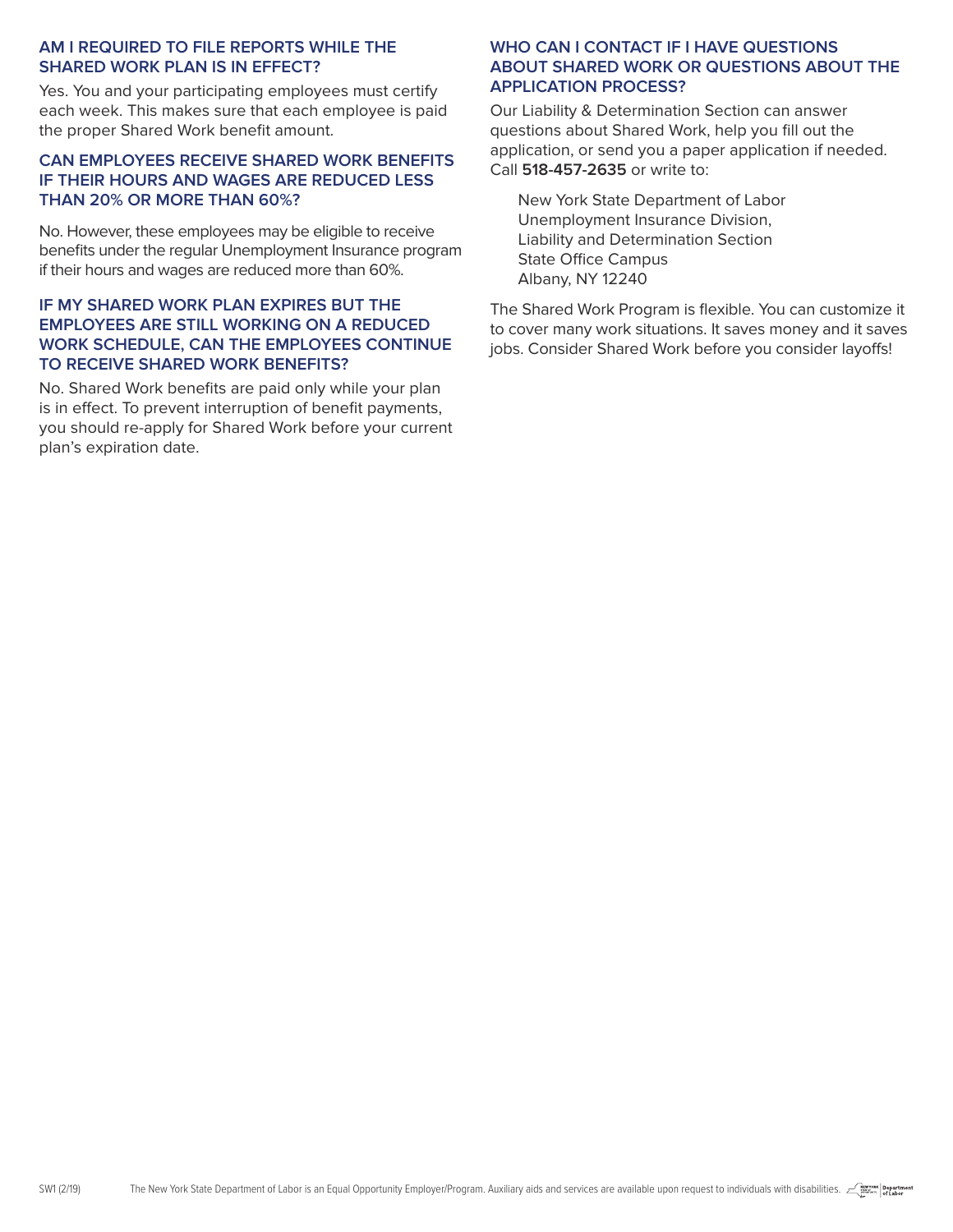### AM I REQUIRED TO FILE REPORTS WHILE THE SHARED WORK PLAN IS IN EFFECT?

Yes. You and your participating employees must certify each week. This makes sure that each employee is paid the proper Shared Work benefit amount.

### CAN EMPLOYEES RECEIVE SHARED WORK BENEFITS IF THEIR HOURS AND WAGES ARE REDUCED LESS THAN 20% OR MORE THAN 60%?

No. However, these employees may be eligible to receive benefits under the regular Unemployment Insurance program if their hours and wages are reduced more than 60%.

### IF MY SHARED WORK PLAN EXPIRES BUT THE EMPLOYEES ARE STILL WORKING ON A REDUCED WORK SCHEDULE, CAN THE EMPLOYEES CONTINUE TO RECEIVE SHARED WORK BENEFITS?

No. Shared Work benefits are paid only while your plan is in effect. To prevent interruption of benefit payments, you should re-apply for Shared Work before your current plan's expiration date.

### WHO CAN I CONTACT IF I HAVE QUESTIONS ABOUT SHARED WORK OR QUESTIONS ABOUT THE APPLICATION PROCESS?

Our Liability & Determination Section can answer questions about Shared Work, help you fill out the application, or send you a paper application if needed. Call **518-457-2635** or write to:

New York State Department of Labor  
Unemployment Insurance Division,  
Liability and Determination Section  
State Office Campus  
Albany, NY 12240

The Shared Work Program is flexible. You can customize it to cover many work situations. It saves money and it saves jobs. Consider Shared Work before you consider layoffs!

SW1 (2/19) The New York State Department of Labor is an Equal Opportunity Employer/Program. Auxiliary aids and services are available upon request to individuals with disabilities.